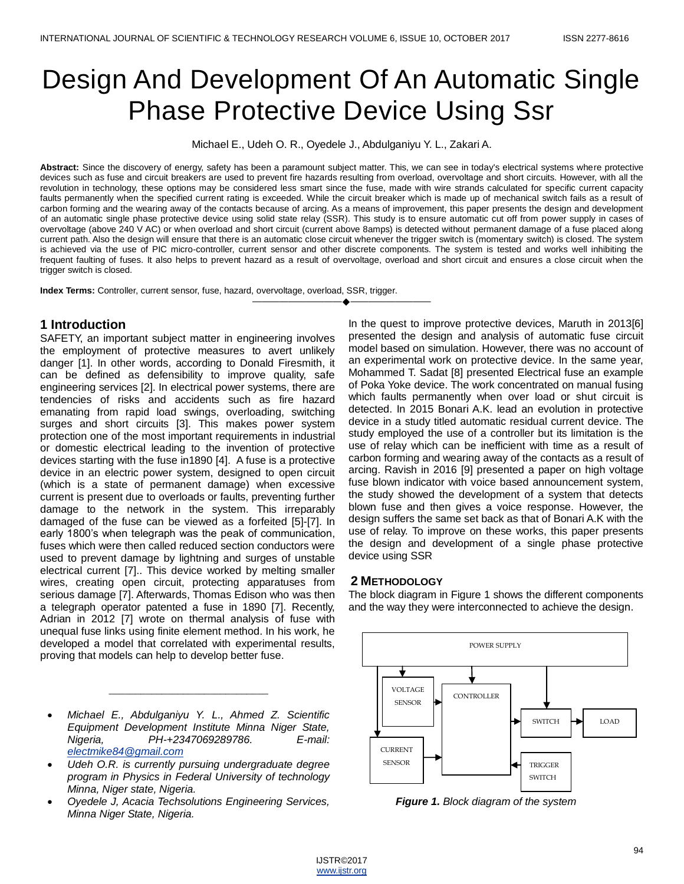# Design And Development Of An Automatic Single Phase Protective Device Using Ssr

Michael E., Udeh O. R., Oyedele J., Abdulganiyu Y. L., Zakari A.

**Abstract:** Since the discovery of energy, safety has been a paramount subject matter. This, we can see in today's electrical systems where protective devices such as fuse and circuit breakers are used to prevent fire hazards resulting from overload, overvoltage and short circuits. However, with all the revolution in technology, these options may be considered less smart since the fuse, made with wire strands calculated for specific current capacity faults permanently when the specified current rating is exceeded. While the circuit breaker which is made up of mechanical switch fails as a result of carbon forming and the wearing away of the contacts because of arcing. As a means of improvement, this paper presents the design and development of an automatic single phase protective device using solid state relay (SSR). This study is to ensure automatic cut off from power supply in cases of overvoltage (above 240 V AC) or when overload and short circuit (current above 8amps) is detected without permanent damage of a fuse placed along current path. Also the design will ensure that there is an automatic close circuit whenever the trigger switch is (momentary switch) is closed. The system is achieved via the use of PIC micro-controller, current sensor and other discrete components. The system is tested and works well inhibiting the frequent faulting of fuses. It also helps to prevent hazard as a result of overvoltage, overload and short circuit and ensures a close circuit when the trigger switch is closed.

**Index Terms:** Controller, current sensor, fuse, hazard, overvoltage, overload, SSR, trigger.

---

## 1 Introduction

SAFETY, an important subject matter in engineering involves the employment of protective measures to avert unlikely danger [1]. In other words, according to Donald Firesmith, it can be defined as defensibility to improve quality, safe engineering services [2]. In electrical power systems, there are tendencies of risks and accidents such as fire hazard emanating from rapid load swings, overloading, switching surges and short circuits [3]. This makes power system protection one of the most important requirements in industrial or domestic electrical leading to the invention of protective devices starting with the fuse in1890 [4]. A fuse is a protective device in an electric power system, designed to open circuit (which is a state of permanent damage) when excessive current is present due to overloads or faults, preventing further damage to the network in the system. This irreparably damaged of the fuse can be viewed as a forfeited [5]-[7]. In early 1800's when telegraph was the peak of communication, fuses which were then called reduced section conductors were used to prevent damage by lightning and surges of unstable electrical current [7].. This device worked by melting smaller wires, creating open circuit, protecting apparatuses from serious damage [7]. Afterwards, Thomas Edison who was then a telegraph operator patented a fuse in 1890 [7]. Recently, Adrian in 2012 [7] wrote on thermal analysis of fuse with unequal fuse links using finite element method. In his work, he developed a model that correlated with experimental results, proving that models can help to develop better fuse.

---

- *Michael E., Abdulganiyu Y. L., Ahmed Z. Scientific Equipment Development Institute Minna Niger State, Nigeria, PH-+2347069289786. E-mail: electmike84@gmail.com*
- *Udeh O.R. is currently pursuing undergraduate degree program in Physics in Federal University of technology Minna, Niger state, Nigeria.*
- *Oyedele J, Acacia Techsolutions Engineering Services, Minna Niger State, Nigeria.*

In the quest to improve protective devices, Maruth in 2013[6] presented the design and analysis of automatic fuse circuit model based on simulation. However, there was no account of an experimental work on protective device. In the same year, Mohammed T. Sadat [8] presented Electrical fuse an example of Poka Yoke device. The work concentrated on manual fusing which faults permanently when over load or shut circuit is detected. In 2015 Bonari A.K. lead an evolution in protective device in a study titled automatic residual current device. The study employed the use of a controller but its limitation is the use of relay which can be inefficient with time as a result of carbon forming and wearing away of the contacts as a result of arcing. Ravish in 2016 [9] presented a paper on high voltage fuse blown indicator with voice based announcement system, the study showed the development of a system that detects blown fuse and then gives a voice response. However, the design suffers the same set back as that of Bonari A.K with the use of relay. To improve on these works, this paper presents the design and development of a single phase protective device using SSR

## 2 Methodology

The block diagram in Figure 1 shows the different components and the way they were interconnected to achieve the design.

POWER SUPPLY | VOLTAGE SENSOR | CONTROLLER | SWITCH | LOAD | CURRENT SENSOR | TRIGGER SWITCH

***Figure 1.*** *Block diagram of the system*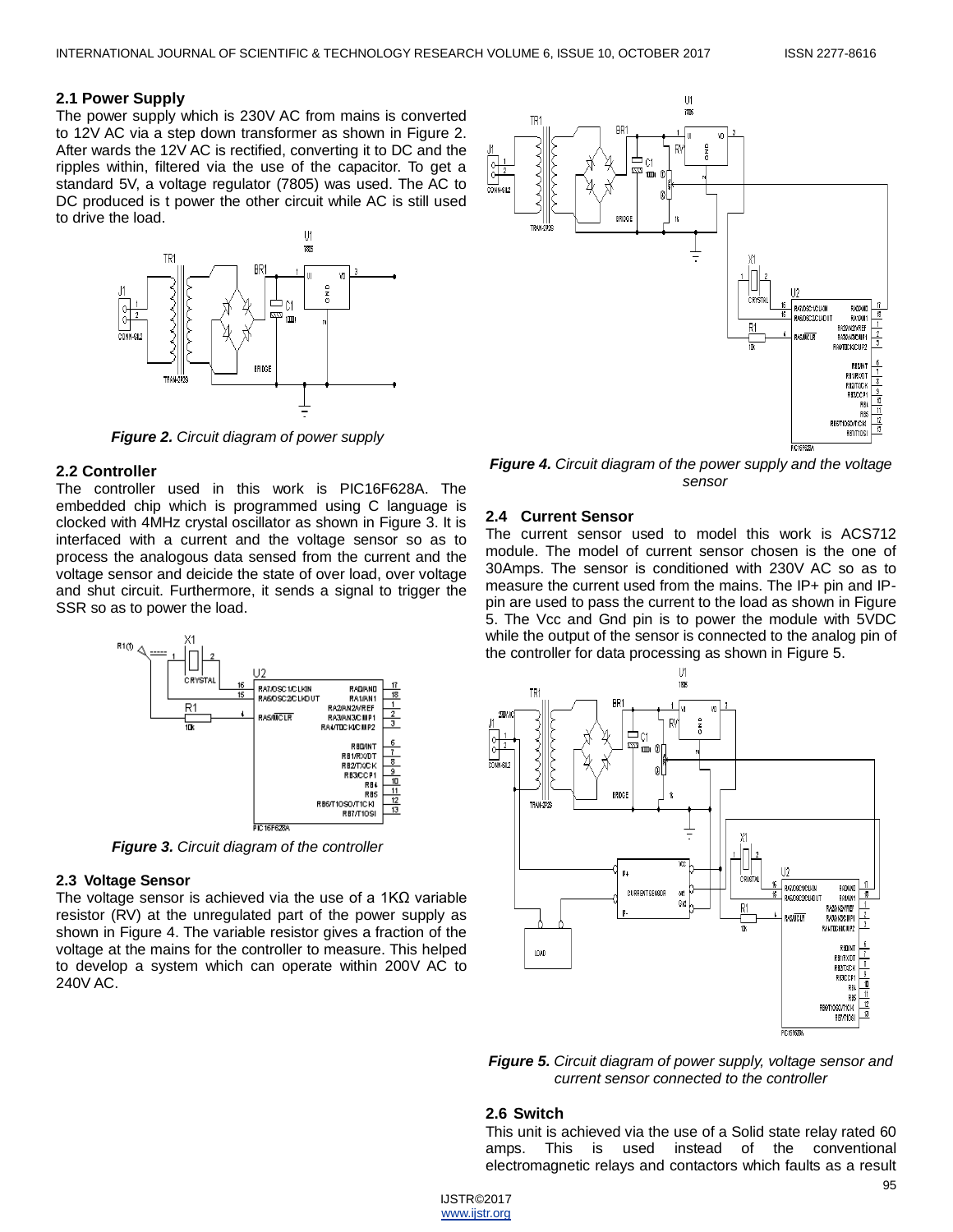## 2.1 Power Supply

The power supply which is 230V AC from mains is converted to 12V AC via a step down transformer as shown in Figure 2. After wards the 12V AC is rectified, converting it to DC and the ripples within, filtered via the use of the capacitor. To get a standard 5V, a voltage regulator (7805) was used. The AC to DC produced is t power the other circuit while AC is still used to drive the load.

***Figure 2.*** *Circuit diagram of power supply*

## 2.2 Controller

The controller used in this work is PIC16F628A. The embedded chip which is programmed using C language is clocked with 4MHz crystal oscillator as shown in Figure 3. It is interfaced with a current and the voltage sensor so as to process the analogous data sensed from the current and the voltage sensor and deicide the state of over load, over voltage and shut circuit. Furthermore, it sends a signal to trigger the SSR so as to power the load.

***Figure 3.*** *Circuit diagram of the controller*

## 2.3 Voltage Sensor

The voltage sensor is achieved via the use of a 1KΩ variable resistor (RV) at the unregulated part of the power supply as shown in Figure 4. The variable resistor gives a fraction of the voltage at the mains for the controller to measure. This helped to develop a system which can operate within 200V AC to 240V AC.

***Figure 4.*** *Circuit diagram of the power supply and the voltage sensor*

## 2.4 Current Sensor

The current sensor used to model this work is ACS712 module. The model of current sensor chosen is the one of 30Amps. The sensor is conditioned with 230V AC so as to measure the current used from the mains. The IP+ pin and IP- pin are used to pass the current to the load as shown in Figure 5. The Vcc and Gnd pin is to power the module with 5VDC while the output of the sensor is connected to the analog pin of the controller for data processing as shown in Figure 5.

***Figure 5.*** *Circuit diagram of power supply, voltage sensor and current sensor connected to the controller*

## 2.6 Switch

This unit is achieved via the use of a Solid state relay rated 60 amps. This is used instead of the conventional electromagnetic relays and contactors which faults as a result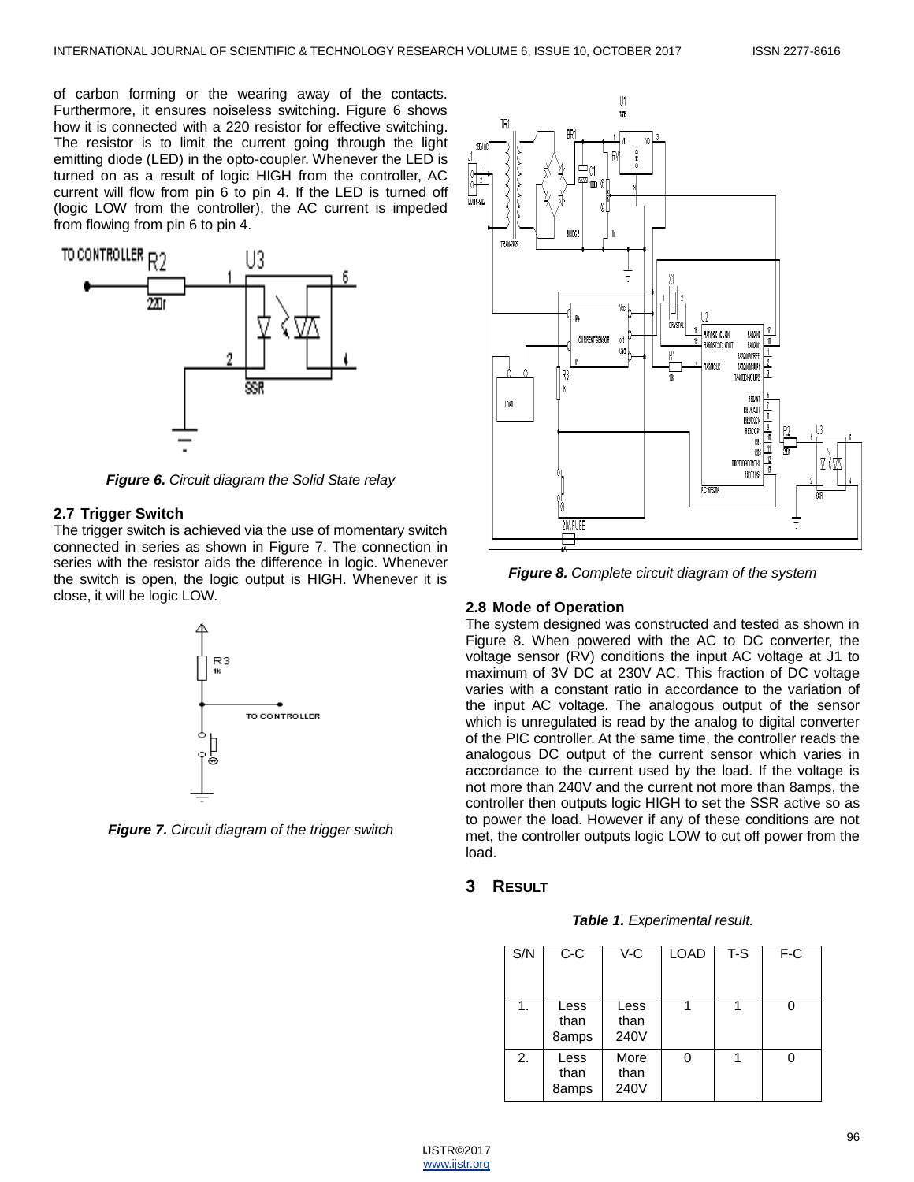of carbon forming or the wearing away of the contacts. Furthermore, it ensures noiseless switching. Figure 6 shows how it is connected with a 220 resistor for effective switching. The resistor is to limit the current going through the light emitting diode (LED) in the opto-coupler. Whenever the LED is turned on as a result of logic HIGH from the controller, AC current will flow from pin 6 to pin 4. If the LED is turned off (logic LOW from the controller), the AC current is impeded from flowing from pin 6 to pin 4.

***Figure 6.*** *Circuit diagram the Solid State relay*

### 2.7 Trigger Switch

The trigger switch is achieved via the use of momentary switch connected in series as shown in Figure 7. The connection in series with the resistor aids the difference in logic. Whenever the switch is open, the logic output is HIGH. Whenever it is close, it will be logic LOW.

***Figure 7.*** *Circuit diagram of the trigger switch*

***Figure 8.*** *Complete circuit diagram of the system*

### 2.8 Mode of Operation

The system designed was constructed and tested as shown in Figure 8. When powered with the AC to DC converter, the voltage sensor (RV) conditions the input AC voltage at J1 to maximum of 3V DC at 230V AC. This fraction of DC voltage varies with a constant ratio in accordance to the variation of the input AC voltage. The analogous output of the sensor which is unregulated is read by the analog to digital converter of the PIC controller. At the same time, the controller reads the analogous DC output of the current sensor which varies in accordance to the current used by the load. If the voltage is not more than 240V and the current not more than 8amps, the controller then outputs logic HIGH to set the SSR active so as to power the load. However if any of these conditions are not met, the controller outputs logic LOW to cut off power from the load.

## 3 Result

***Table 1.*** *Experimental result.*

| S/N | C-C | V-C | LOAD | T-S | F-C |
|---|---|---|---|---|---|
| 1. | Less than 8amps | Less than 240V | 1 | 1 | 0 |
| 2. | Less than 8amps | More than 240V | 0 | 1 | 0 |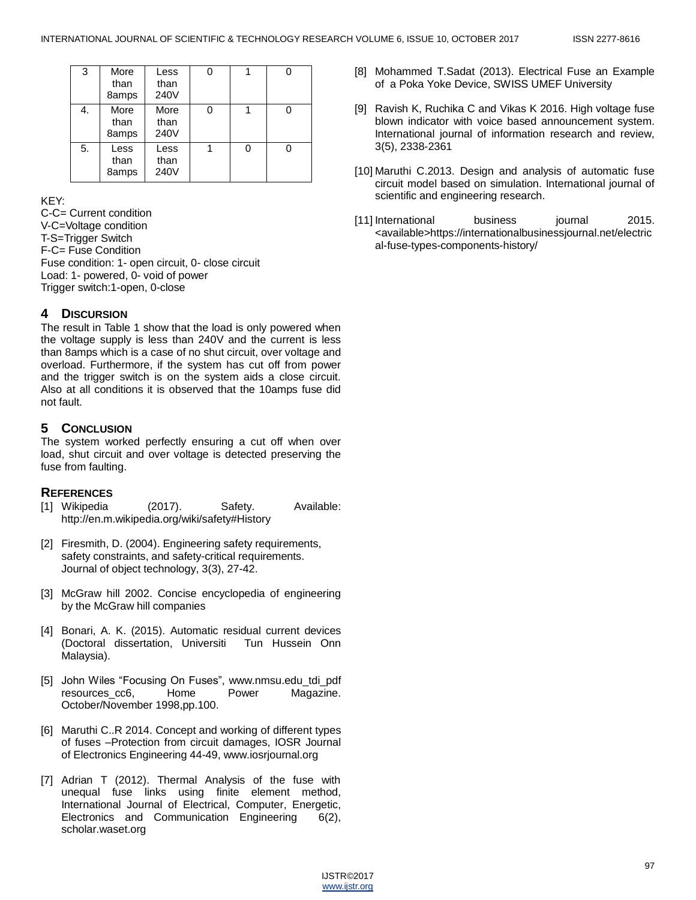| | | | | | |
|---|---|---|---|---|---|
| 3 | More than 8amps | Less than 240V | 0 | 1 | 0 |
| 4. | More than 8amps | More than 240V | 0 | 1 | 0 |
| 5. | Less than 8amps | Less than 240V | 1 | 0 | 0 |

KEY:
C-C= Current condition
V-C=Voltage condition
T-S=Trigger Switch
F-C= Fuse Condition
Fuse condition: 1- open circuit, 0- close circuit
Load: 1- powered, 0- void of power
Trigger switch:1-open, 0-close

## 4 Discursion

The result in Table 1 show that the load is only powered when the voltage supply is less than 240V and the current is less than 8amps which is a case of no shut circuit, over voltage and overload. Furthermore, if the system has cut off from power and the trigger switch is on the system aids a close circuit. Also at all conditions it is observed that the 10amps fuse did not fault.

## 5 Conclusion

The system worked perfectly ensuring a cut off when over load, shut circuit and over voltage is detected preserving the fuse from faulting.

## References

[1] Wikipedia (2017). Safety. Available: http://en.m.wikipedia.org/wiki/safety#History

[2] Firesmith, D. (2004). Engineering safety requirements, safety constraints, and safety-critical requirements. Journal of object technology, 3(3), 27-42.

[3] McGraw hill 2002. Concise encyclopedia of engineering by the McGraw hill companies

[4] Bonari, A. K. (2015). Automatic residual current devices (Doctoral dissertation, Universiti Tun Hussein Onn Malaysia).

[5] John Wiles "Focusing On Fuses", www.nmsu.edu_tdi_pdf resources_cc6, Home Power Magazine. October/November 1998,pp.100.

[6] Maruthi C..R 2014. Concept and working of different types of fuses –Protection from circuit damages, IOSR Journal of Electronics Engineering 44-49, www.iosrjournal.org

[7] Adrian T (2012). Thermal Analysis of the fuse with unequal fuse links using finite element method, International Journal of Electrical, Computer, Energetic, Electronics and Communication Engineering 6(2), scholar.waset.org

[8] Mohammed T.Sadat (2013). Electrical Fuse an Example of a Poka Yoke Device, SWISS UMEF University

[9] Ravish K, Ruchika C and Vikas K 2016. High voltage fuse blown indicator with voice based announcement system. International journal of information research and review, 3(5), 2338-2361

[10] Maruthi C.2013. Design and analysis of automatic fuse circuit model based on simulation. International journal of scientific and engineering research.

[11] International business journal 2015. <available>https://internationalbusinessjournal.net/electrical-fuse-types-components-history/